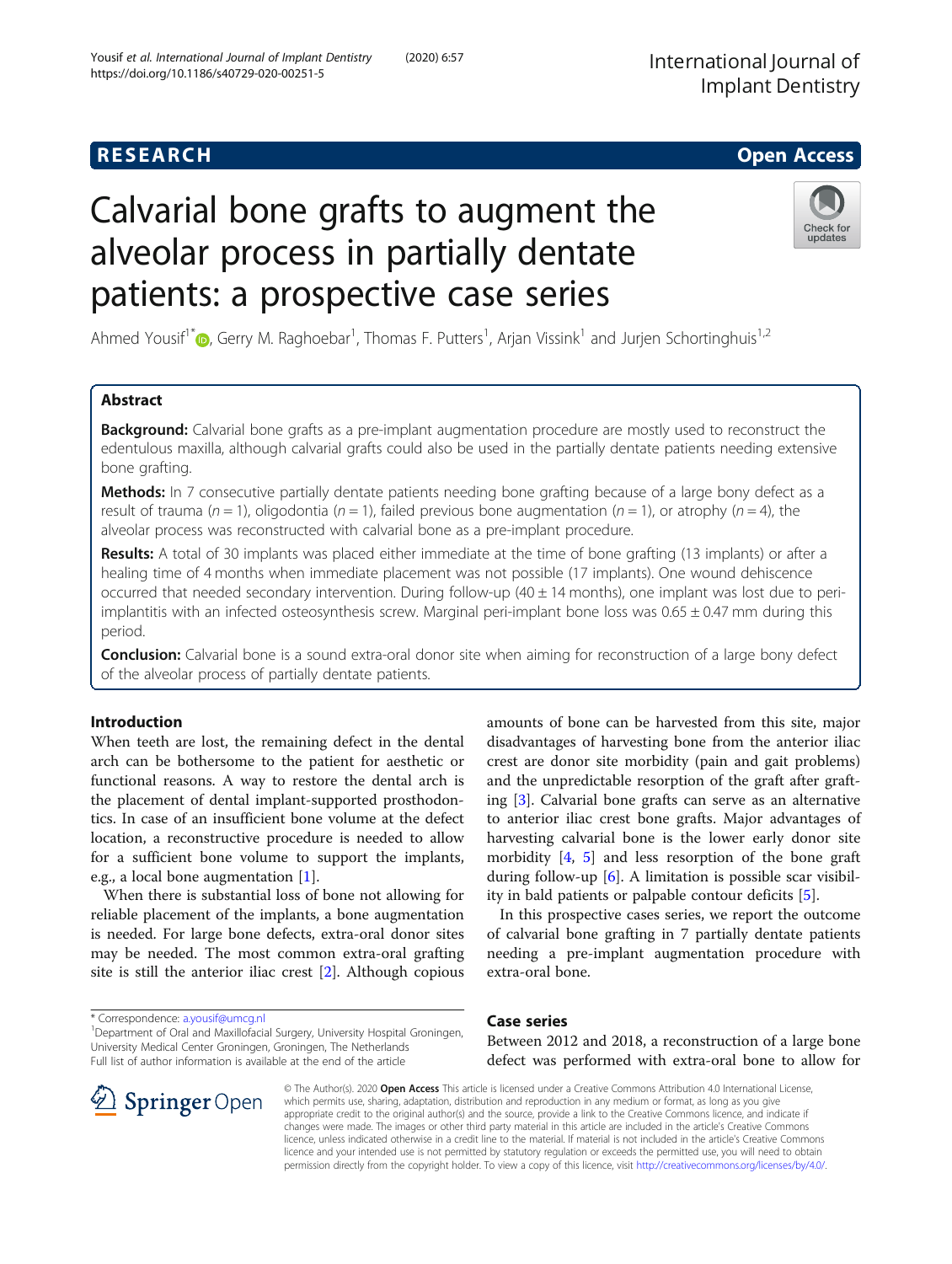RESEARCH

Open Access

# Calvarial bone grafts to augment the alveolar process in partially dentate patients: a prospective case series

Ahmed Yousif[1*], Gerry M. Raghoebar[1], Thomas F. Putters[1], Arjan Vissink[1] and Jurjen Schortinghuis[1,2]

## Abstract

**Background:** Calvarial bone grafts as a pre-implant augmentation procedure are mostly used to reconstruct the edentulous maxilla, although calvarial grafts could also be used in the partially dentate patients needing extensive bone grafting.

**Methods:** In 7 consecutive partially dentate patients needing bone grafting because of a large bony defect as a result of trauma ($n = 1$), oligodontia ($n = 1$), failed previous bone augmentation ($n = 1$), or atrophy ($n = 4$), the alveolar process was reconstructed with calvarial bone as a pre-implant procedure.

**Results:** A total of 30 implants was placed either immediate at the time of bone grafting (13 implants) or after a healing time of 4 months when immediate placement was not possible (17 implants). One wound dehiscence occurred that needed secondary intervention. During follow-up (40 ± 14 months), one implant was lost due to peri-implantitis with an infected osteosynthesis screw. Marginal peri-implant bone loss was 0.65 ± 0.47 mm during this period.

**Conclusion:** Calvarial bone is a sound extra-oral donor site when aiming for reconstruction of a large bony defect of the alveolar process of partially dentate patients.

## Introduction

When teeth are lost, the remaining defect in the dental arch can be bothersome to the patient for aesthetic or functional reasons. A way to restore the dental arch is the placement of dental implant-supported prosthodontics. In case of an insufficient bone volume at the defect location, a reconstructive procedure is needed to allow for a sufficient bone volume to support the implants, e.g., a local bone augmentation [1].

When there is substantial loss of bone not allowing for reliable placement of the implants, a bone augmentation is needed. For large bone defects, extra-oral donor sites may be needed. The most common extra-oral grafting site is still the anterior iliac crest [2]. Although copious amounts of bone can be harvested from this site, major disadvantages of harvesting bone from the anterior iliac crest are donor site morbidity (pain and gait problems) and the unpredictable resorption of the graft after grafting [3]. Calvarial bone grafts can serve as an alternative to anterior iliac crest bone grafts. Major advantages of harvesting calvarial bone is the lower early donor site morbidity [4, 5] and less resorption of the bone graft during follow-up [6]. A limitation is possible scar visibility in bald patients or palpable contour deficits [5].

In this prospective cases series, we report the outcome of calvarial bone grafting in 7 partially dentate patients needing a pre-implant augmentation procedure with extra-oral bone.

## Case series

Between 2012 and 2018, a reconstruction of a large bone defect was performed with extra-oral bone to allow for

\* Correspondence: a.yousif@umcg.nl
[1]Department of Oral and Maxillofacial Surgery, University Hospital Groningen, University Medical Center Groningen, Groningen, The Netherlands
Full list of author information is available at the end of the article

© The Author(s). 2020 **Open Access** This article is licensed under a Creative Commons Attribution 4.0 International License, which permits use, sharing, adaptation, distribution and reproduction in any medium or format, as long as you give appropriate credit to the original author(s) and the source, provide a link to the Creative Commons licence, and indicate if changes were made. The images or other third party material in this article are included in the article's Creative Commons licence, unless indicated otherwise in a credit line to the material. If material is not included in the article's Creative Commons licence and your intended use is not permitted by statutory regulation or exceeds the permitted use, you will need to obtain permission directly from the copyright holder. To view a copy of this licence, visit http://creativecommons.org/licenses/by/4.0/.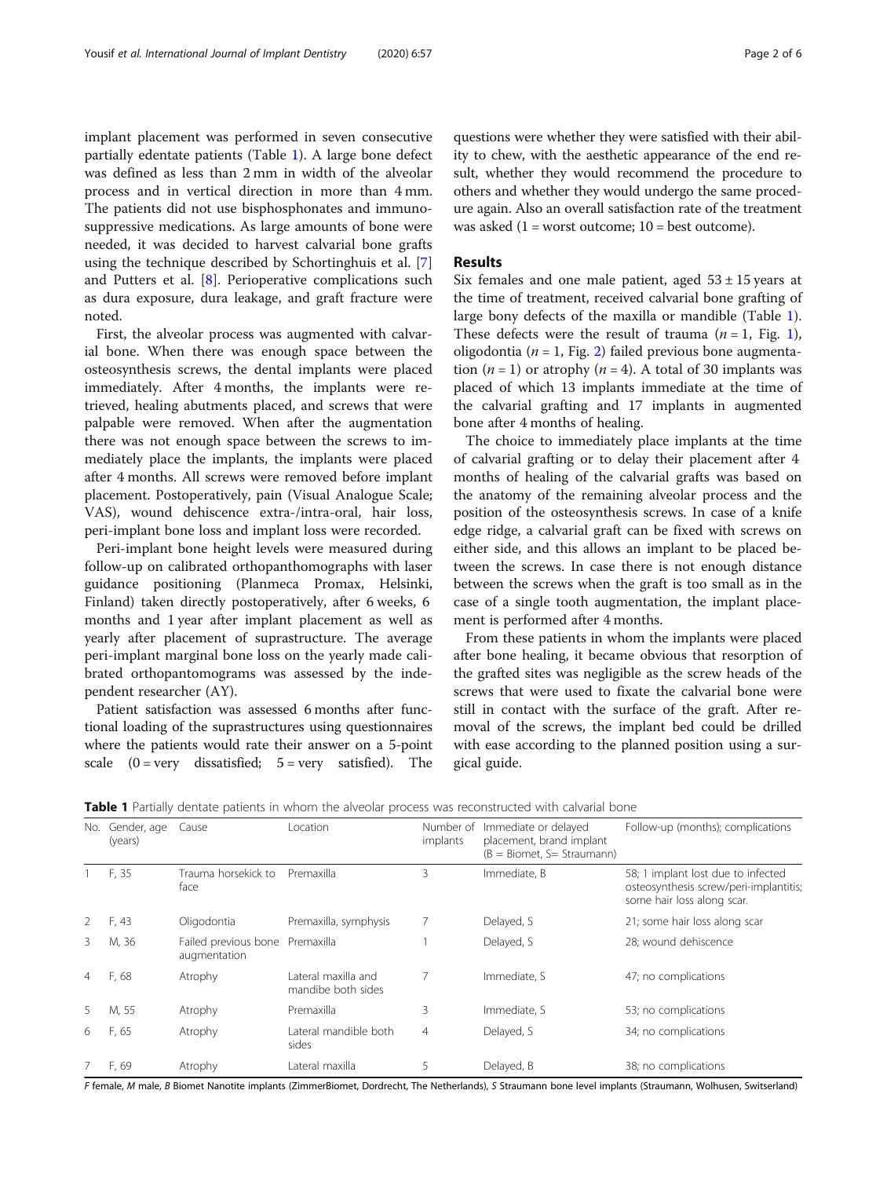implant placement was performed in seven consecutive partially edentate patients (Table 1). A large bone defect was defined as less than 2 mm in width of the alveolar process and in vertical direction in more than 4 mm. The patients did not use bisphosphonates and immunosuppressive medications. As large amounts of bone were needed, it was decided to harvest calvarial bone grafts using the technique described by Schortinghuis et al. [7] and Putters et al. [8]. Perioperative complications such as dura exposure, dura leakage, and graft fracture were noted.

First, the alveolar process was augmented with calvarial bone. When there was enough space between the osteosynthesis screws, the dental implants were placed immediately. After 4 months, the implants were retrieved, healing abutments placed, and screws that were palpable were removed. When after the augmentation there was not enough space between the screws to immediately place the implants, the implants were placed after 4 months. All screws were removed before implant placement. Postoperatively, pain (Visual Analogue Scale; VAS), wound dehiscence extra-/intra-oral, hair loss, peri-implant bone loss and implant loss were recorded.

Peri-implant bone height levels were measured during follow-up on calibrated orthopanthomographs with laser guidance positioning (Planmeca Promax, Helsinki, Finland) taken directly postoperatively, after 6 weeks, 6 months and 1 year after implant placement as well as yearly after placement of suprastructure. The average peri-implant marginal bone loss on the yearly made calibrated orthopantomograms was assessed by the independent researcher (AY).

Patient satisfaction was assessed 6 months after functional loading of the suprastructures using questionnaires where the patients would rate their answer on a 5-point scale (0 = very dissatisfied; 5 = very satisfied). The questions were whether they were satisfied with their ability to chew, with the aesthetic appearance of the end result, whether they would recommend the procedure to others and whether they would undergo the same procedure again. Also an overall satisfaction rate of the treatment was asked (1 = worst outcome; 10 = best outcome).

## Results

Six females and one male patient, aged 53 ± 15 years at the time of treatment, received calvarial bone grafting of large bony defects of the maxilla or mandible (Table 1). These defects were the result of trauma ($n = 1$, Fig. 1), oligodontia ($n = 1$, Fig. 2) failed previous bone augmentation ($n = 1$) or atrophy ($n = 4$). A total of 30 implants was placed of which 13 implants immediate at the time of the calvarial grafting and 17 implants in augmented bone after 4 months of healing.

The choice to immediately place implants at the time of calvarial grafting or to delay their placement after 4 months of healing of the calvarial grafts was based on the anatomy of the remaining alveolar process and the position of the osteosynthesis screws. In case of a knife edge ridge, a calvarial graft can be fixed with screws on either side, and this allows an implant to be placed between the screws. In case there is not enough distance between the screws when the graft is too small as in the case of a single tooth augmentation, the implant placement is performed after 4 months.

From these patients in whom the implants were placed after bone healing, it became obvious that resorption of the grafted sites was negligible as the screw heads of the screws that were used to fixate the calvarial bone were still in contact with the surface of the graft. After removal of the screws, the implant bed could be drilled with ease according to the planned position using a surgical guide.

**Table 1** Partially dentate patients in whom the alveolar process was reconstructed with calvarial bone

| No. | Gender, age (years) | Cause | Location | Number of implants | Immediate or delayed placement, brand implant (B = Biomet, S= Straumann) | Follow-up (months); complications |
|---|---|---|---|---|---|---|
| 1 | F, 35 | Trauma horsekick to face | Premaxilla | 3 | Immediate, B | 58; 1 implant lost due to infected osteosynthesis screw/peri-implantitis; some hair loss along scar. |
| 2 | F, 43 | Oligodontia | Premaxilla, symphysis | 7 | Delayed, S | 21; some hair loss along scar |
| 3 | M, 36 | Failed previous bone augmentation | Premaxilla | 1 | Delayed, S | 28; wound dehiscence |
| 4 | F, 68 | Atrophy | Lateral maxilla and mandibe both sides | 7 | Immediate, S | 47; no complications |
| 5 | M, 55 | Atrophy | Premaxilla | 3 | Immediate, S | 53; no complications |
| 6 | F, 65 | Atrophy | Lateral mandible both sides | 4 | Delayed, S | 34; no complications |
| 7 | F, 69 | Atrophy | Lateral maxilla | 5 | Delayed, B | 38; no complications |

*F* female, *M* male, *B* Biomet Nanotite implants (ZimmerBiomet, Dordrecht, The Netherlands), *S* Straumann bone level implants (Straumann, Wolhusen, Switzerland)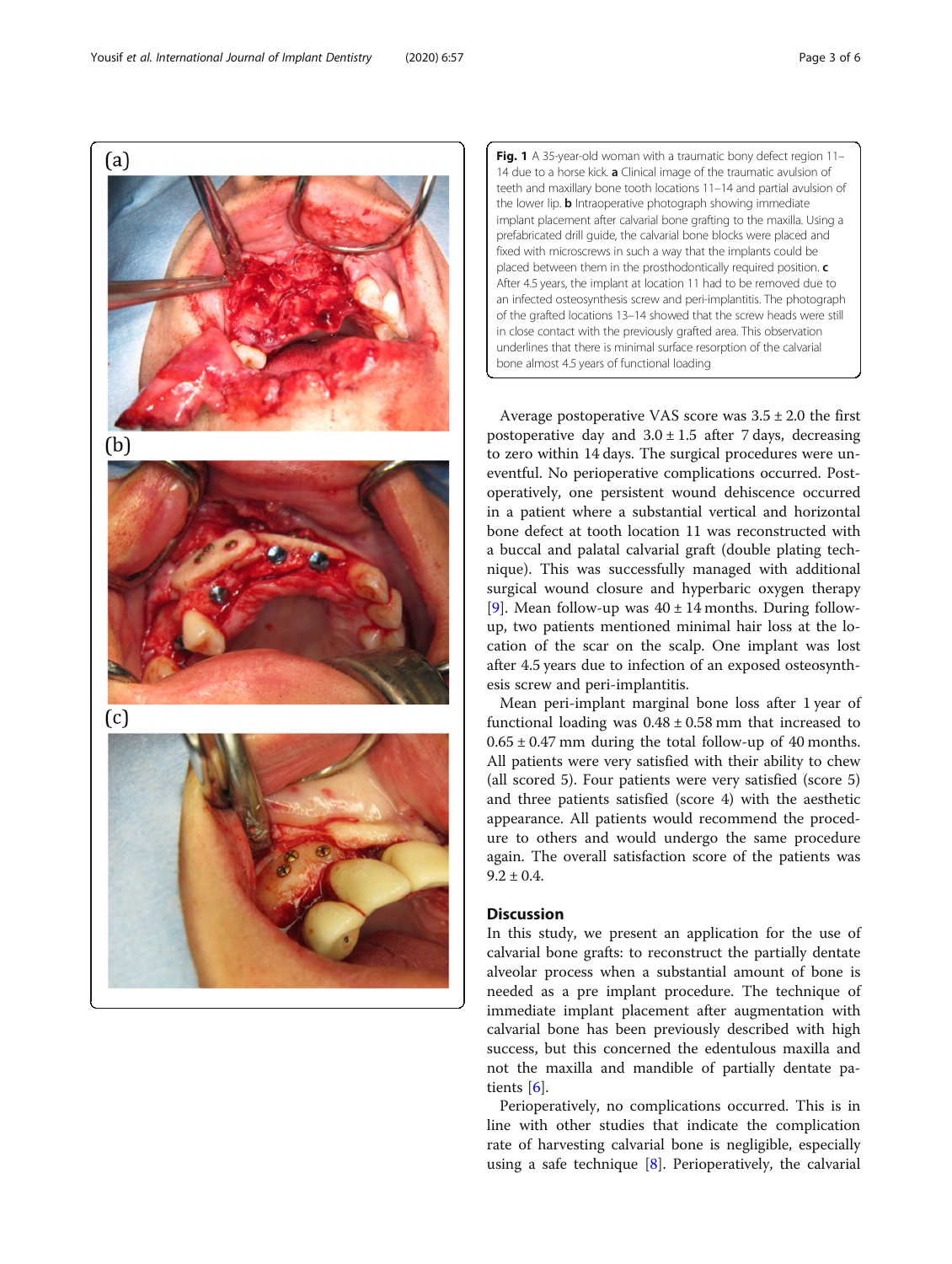**Fig. 1** A 35-year-old woman with a traumatic bony defect region 11–14 due to a horse kick. **a** Clinical image of the traumatic avulsion of teeth and maxillary bone tooth locations 11–14 and partial avulsion of the lower lip. **b** Intraoperative photograph showing immediate implant placement after calvarial bone grafting to the maxilla. Using a prefabricated drill guide, the calvarial bone blocks were placed and fixed with microscrews in such a way that the implants could be placed between them in the prosthodontically required position. **c** After 4.5 years, the implant at location 11 had to be removed due to an infected osteosynthesis screw and peri-implantitis. The photograph of the grafted locations 13–14 showed that the screw heads were still in close contact with the previously grafted area. This observation underlines that there is minimal surface resorption of the calvarial bone almost 4.5 years of functional loading

Average postoperative VAS score was 3.5 ± 2.0 the first postoperative day and 3.0 ± 1.5 after 7 days, decreasing to zero within 14 days. The surgical procedures were uneventful. No perioperative complications occurred. Postoperatively, one persistent wound dehiscence occurred in a patient where a substantial vertical and horizontal bone defect at tooth location 11 was reconstructed with a buccal and palatal calvarial graft (double plating technique). This was successfully managed with additional surgical wound closure and hyperbaric oxygen therapy [9]. Mean follow-up was 40 ± 14 months. During follow-up, two patients mentioned minimal hair loss at the location of the scar on the scalp. One implant was lost after 4.5 years due to infection of an exposed osteosynthesis screw and peri-implantitis.

Mean peri-implant marginal bone loss after 1 year of functional loading was 0.48 ± 0.58 mm that increased to 0.65 ± 0.47 mm during the total follow-up of 40 months. All patients were very satisfied with their ability to chew (all scored 5). Four patients were very satisfied (score 5) and three patients satisfied (score 4) with the aesthetic appearance. All patients would recommend the procedure to others and would undergo the same procedure again. The overall satisfaction score of the patients was 9.2 ± 0.4.

## Discussion

In this study, we present an application for the use of calvarial bone grafts: to reconstruct the partially dentate alveolar process when a substantial amount of bone is needed as a pre implant procedure. The technique of immediate implant placement after augmentation with calvarial bone has been previously described with high success, but this concerned the edentulous maxilla and not the maxilla and mandible of partially dentate patients [6].

Perioperatively, no complications occurred. This is in line with other studies that indicate the complication rate of harvesting calvarial bone is negligible, especially using a safe technique [8]. Perioperatively, the calvarial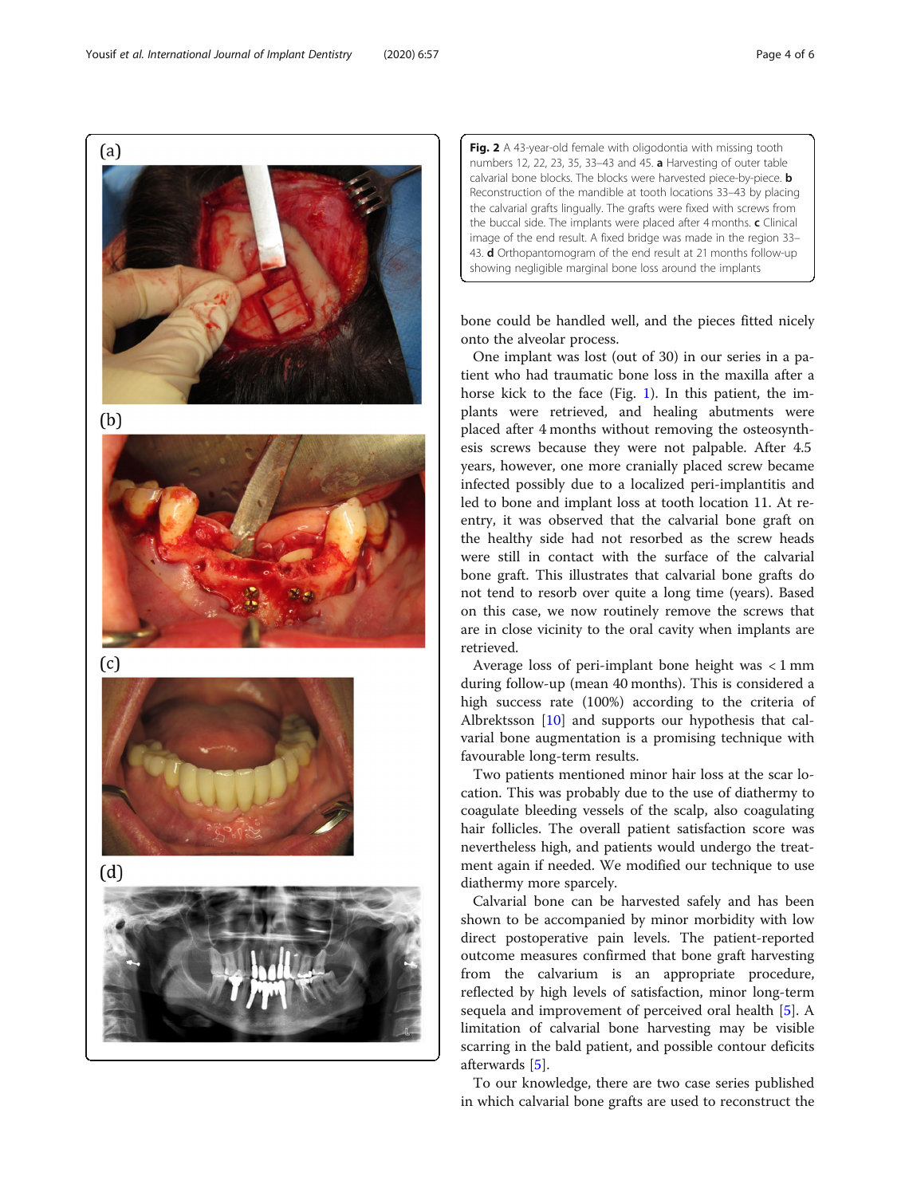(a)

(b)

(c)

(d)

**Fig. 2** A 43-year-old female with oligodontia with missing tooth numbers 12, 22, 23, 35, 33–43 and 45. **a** Harvesting of outer table calvarial bone blocks. The blocks were harvested piece-by-piece. **b** Reconstruction of the mandible at tooth locations 33–43 by placing the calvarial grafts lingually. The grafts were fixed with screws from the buccal side. The implants were placed after 4 months. **c** Clinical image of the end result. A fixed bridge was made in the region 33–43. **d** Orthopantomogram of the end result at 21 months follow-up showing negligible marginal bone loss around the implants

bone could be handled well, and the pieces fitted nicely onto the alveolar process.

One implant was lost (out of 30) in our series in a patient who had traumatic bone loss in the maxilla after a horse kick to the face (Fig. 1). In this patient, the implants were retrieved, and healing abutments were placed after 4 months without removing the osteosynthesis screws because they were not palpable. After 4.5 years, however, one more cranially placed screw became infected possibly due to a localized peri-implantitis and led to bone and implant loss at tooth location 11. At re-entry, it was observed that the calvarial bone graft on the healthy side had not resorbed as the screw heads were still in contact with the surface of the calvarial bone graft. This illustrates that calvarial bone grafts do not tend to resorb over quite a long time (years). Based on this case, we now routinely remove the screws that are in close vicinity to the oral cavity when implants are retrieved.

Average loss of peri-implant bone height was < 1 mm during follow-up (mean 40 months). This is considered a high success rate (100%) according to the criteria of Albrektsson [10] and supports our hypothesis that calvarial bone augmentation is a promising technique with favourable long-term results.

Two patients mentioned minor hair loss at the scar location. This was probably due to the use of diathermy to coagulate bleeding vessels of the scalp, also coagulating hair follicles. The overall patient satisfaction score was nevertheless high, and patients would undergo the treatment again if needed. We modified our technique to use diathermy more sparcely.

Calvarial bone can be harvested safely and has been shown to be accompanied by minor morbidity with low direct postoperative pain levels. The patient-reported outcome measures confirmed that bone graft harvesting from the calvarium is an appropriate procedure, reflected by high levels of satisfaction, minor long-term sequela and improvement of perceived oral health [5]. A limitation of calvarial bone harvesting may be visible scarring in the bald patient, and possible contour deficits afterwards [5].

To our knowledge, there are two case series published in which calvarial bone grafts are used to reconstruct the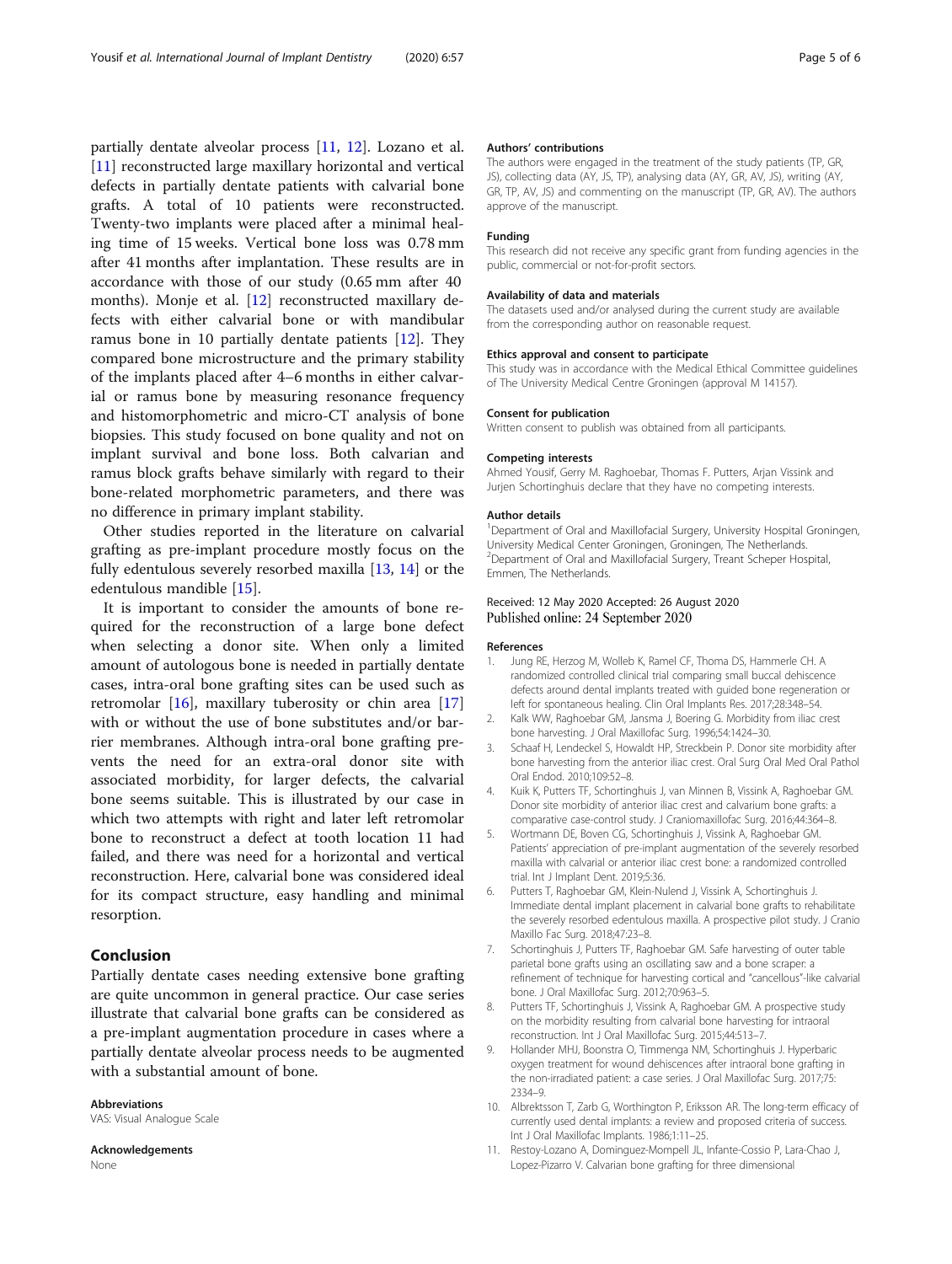partially dentate alveolar process [11, 12]. Lozano et al. [11] reconstructed large maxillary horizontal and vertical defects in partially dentate patients with calvarial bone grafts. A total of 10 patients were reconstructed. Twenty-two implants were placed after a minimal healing time of 15 weeks. Vertical bone loss was 0.78 mm after 41 months after implantation. These results are in accordance with those of our study (0.65 mm after 40 months). Monje et al. [12] reconstructed maxillary defects with either calvarial bone or with mandibular ramus bone in 10 partially dentate patients [12]. They compared bone microstructure and the primary stability of the implants placed after 4–6 months in either calvarial or ramus bone by measuring resonance frequency and histomorphometric and micro-CT analysis of bone biopsies. This study focused on bone quality and not on implant survival and bone loss. Both calvarian and ramus block grafts behave similarly with regard to their bone-related morphometric parameters, and there was no difference in primary implant stability.

Other studies reported in the literature on calvarial grafting as pre-implant procedure mostly focus on the fully edentulous severely resorbed maxilla [13, 14] or the edentulous mandible [15].

It is important to consider the amounts of bone required for the reconstruction of a large bone defect when selecting a donor site. When only a limited amount of autologous bone is needed in partially dentate cases, intra-oral bone grafting sites can be used such as retromolar [16], maxillary tuberosity or chin area [17] with or without the use of bone substitutes and/or barrier membranes. Although intra-oral bone grafting prevents the need for an extra-oral donor site with associated morbidity, for larger defects, the calvarial bone seems suitable. This is illustrated by our case in which two attempts with right and later left retromolar bone to reconstruct a defect at tooth location 11 had failed, and there was need for a horizontal and vertical reconstruction. Here, calvarial bone was considered ideal for its compact structure, easy handling and minimal resorption.

## Conclusion

Partially dentate cases needing extensive bone grafting are quite uncommon in general practice. Our case series illustrate that calvarial bone grafts can be considered as a pre-implant augmentation procedure in cases where a partially dentate alveolar process needs to be augmented with a substantial amount of bone.

### Abbreviations

VAS: Visual Analogue Scale

### Acknowledgements

None

### Authors' contributions

The authors were engaged in the treatment of the study patients (TP, GR, JS), collecting data (AY, JS, TP), analysing data (AY, GR, AV, JS), writing (AY, GR, TP, AV, JS) and commenting on the manuscript (TP, GR, AV). The authors approve of the manuscript.

### Funding

This research did not receive any specific grant from funding agencies in the public, commercial or not-for-profit sectors.

### Availability of data and materials

The datasets used and/or analysed during the current study are available from the corresponding author on reasonable request.

### Ethics approval and consent to participate

This study was in accordance with the Medical Ethical Committee guidelines of The University Medical Centre Groningen (approval M 14157).

### Consent for publication

Written consent to publish was obtained from all participants.

### Competing interests

Ahmed Yousif, Gerry M. Raghoebar, Thomas F. Putters, Arjan Vissink and Jurjen Schortinghuis declare that they have no competing interests.

### Author details

[1]Department of Oral and Maxillofacial Surgery, University Hospital Groningen, University Medical Center Groningen, Groningen, The Netherlands. [2]Department of Oral and Maxillofacial Surgery, Treant Scheper Hospital, Emmen, The Netherlands.

Received: 12 May 2020 Accepted: 26 August 2020
Published online: 24 September 2020

### References

1. Jung RE, Herzog M, Wolleb K, Ramel CF, Thoma DS, Hammerle CH. A randomized controlled clinical trial comparing small buccal dehiscence defects around dental implants treated with guided bone regeneration or left for spontaneous healing. Clin Oral Implants Res. 2017;28:348–54.
2. Kalk WW, Raghoebar GM, Jansma J, Boering G. Morbidity from iliac crest bone harvesting. J Oral Maxillofac Surg. 1996;54:1424–30.
3. Schaaf H, Lendeckel S, Howaldt HP, Streckbein P. Donor site morbidity after bone harvesting from the anterior iliac crest. Oral Surg Oral Med Oral Pathol Oral Endod. 2010;109:52–8.
4. Kuik K, Putters TF, Schortinghuis J, van Minnen B, Vissink A, Raghoebar GM. Donor site morbidity of anterior iliac crest and calvarium bone grafts: a comparative case-control study. J Craniomaxillofac Surg. 2016;44:364–8.
5. Wortmann DE, Boven CG, Schortinghuis J, Vissink A, Raghoebar GM. Patients' appreciation of pre-implant augmentation of the severely resorbed maxilla with calvarial or anterior iliac crest bone: a randomized controlled trial. Int J Implant Dent. 2019;5:36.
6. Putters T, Raghoebar GM, Klein-Nulend J, Vissink A, Schortinghuis J. Immediate dental implant placement in calvarial bone grafts to rehabilitate the severely resorbed edentulous maxilla. A prospective pilot study. J Cranio Maxillo Fac Surg. 2018;47:23–8.
7. Schortinghuis J, Putters TF, Raghoebar GM. Safe harvesting of outer table parietal bone grafts using an oscillating saw and a bone scraper: a refinement of technique for harvesting cortical and "cancellous"-like calvarial bone. J Oral Maxillofac Surg. 2012;70:963–5.
8. Putters TF, Schortinghuis J, Vissink A, Raghoebar GM. A prospective study on the morbidity resulting from calvarial bone harvesting for intraoral reconstruction. Int J Oral Maxillofac Surg. 2015;44:513–7.
9. Hollander MHJ, Boonstra O, Timmenga NM, Schortinghuis J. Hyperbaric oxygen treatment for wound dehiscences after intraoral bone grafting in the non-irradiated patient: a case series. J Oral Maxillofac Surg. 2017;75:2334–9.
10. Albrektsson T, Zarb G, Worthington P, Eriksson AR. The long-term efficacy of currently used dental implants: a review and proposed criteria of success. Int J Oral Maxillofac Implants. 1986;1:11–25.
11. Restoy-Lozano A, Dominguez-Mompell JL, Infante-Cossio P, Lara-Chao J, Lopez-Pizarro V. Calvarian bone grafting for three dimensional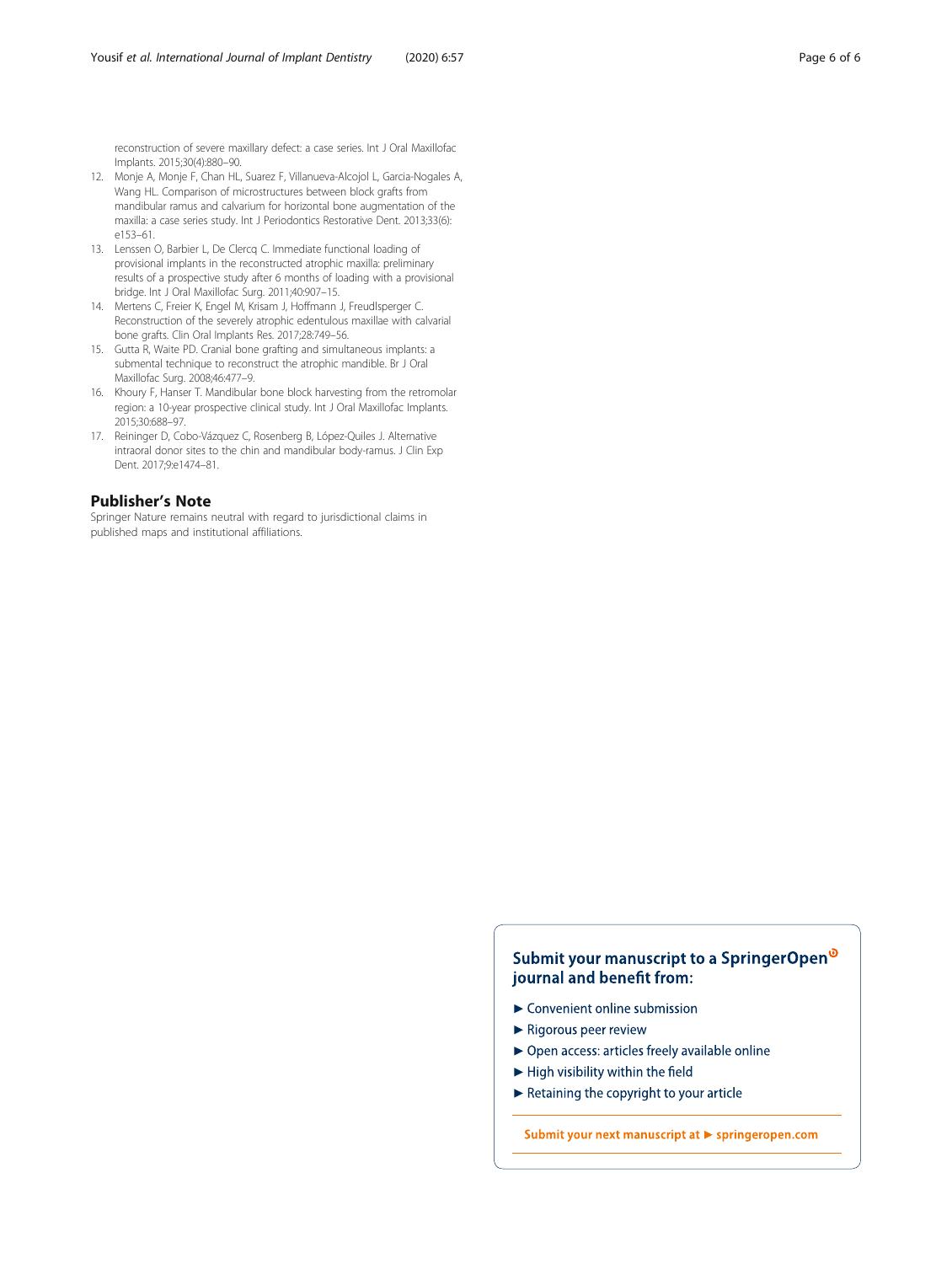reconstruction of severe maxillary defect: a case series. Int J Oral Maxillofac Implants. 2015;30(4):880–90.

12. Monje A, Monje F, Chan HL, Suarez F, Villanueva-Alcojol L, Garcia-Nogales A, Wang HL. Comparison of microstructures between block grafts from mandibular ramus and calvarium for horizontal bone augmentation of the maxilla: a case series study. Int J Periodontics Restorative Dent. 2013;33(6): e153–61.
13. Lenssen O, Barbier L, De Clercq C. Immediate functional loading of provisional implants in the reconstructed atrophic maxilla: preliminary results of a prospective study after 6 months of loading with a provisional bridge. Int J Oral Maxillofac Surg. 2011;40:907–15.
14. Mertens C, Freier K, Engel M, Krisam J, Hoffmann J, Freudlsperger C. Reconstruction of the severely atrophic edentulous maxillae with calvarial bone grafts. Clin Oral Implants Res. 2017;28:749–56.
15. Gutta R, Waite PD. Cranial bone grafting and simultaneous implants: a submental technique to reconstruct the atrophic mandible. Br J Oral Maxillofac Surg. 2008;46:477–9.
16. Khoury F, Hanser T. Mandibular bone block harvesting from the retromolar region: a 10-year prospective clinical study. Int J Oral Maxillofac Implants. 2015;30:688–97.
17. Reininger D, Cobo-Vázquez C, Rosenberg B, López-Quiles J. Alternative intraoral donor sites to the chin and mandibular body-ramus. J Clin Exp Dent. 2017;9:e1474–81.

## Publisher's Note

Springer Nature remains neutral with regard to jurisdictional claims in published maps and institutional affiliations.

**Submit your manuscript to a SpringerOpen journal and benefit from:**

- Convenient online submission
- Rigorous peer review
- Open access: articles freely available online
- High visibility within the field
- Retaining the copyright to your article

Submit your next manuscript at ► springeropen.com